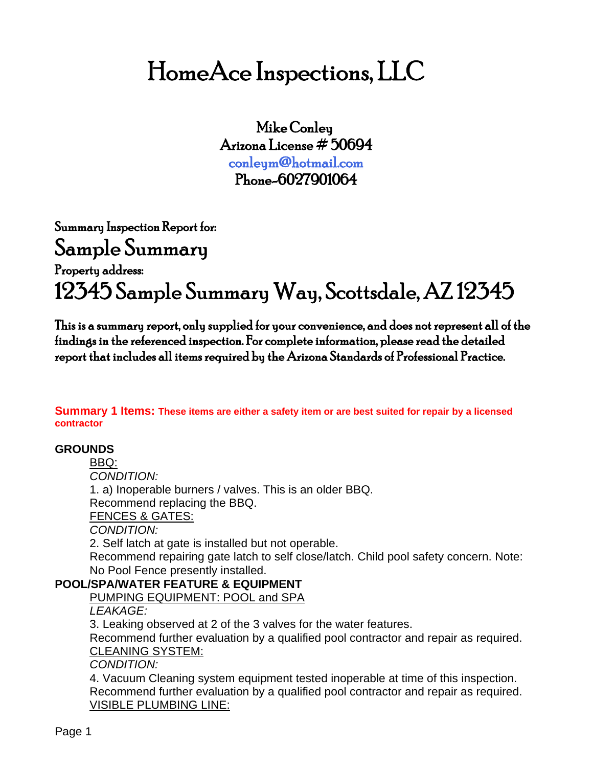# HomeAce Inspections, LLC

Mike Conley
Arizona License # 50694
[conleym@hotmail.com](mailto:conleym@hotmail.com)
Phone-6027901064

Summary Inspection Report for:

## Sample Summary

Property address:

## 12345 Sample Summary Way, Scottsdale, AZ 12345

**This is a summary report, only supplied for your convenience, and does not represent all of the findings in the referenced inspection. For complete information, please read the detailed report that includes all items required by the Arizona Standards of Professional Practice.**

**Summary 1 Items: These items are either a safety item or are best suited for repair by a licensed contractor**

**GROUNDS**

BBQ:

*CONDITION:*

1. a) Inoperable burners / valves. This is an older BBQ.
Recommend replacing the BBQ.

FENCES & GATES:

*CONDITION:*

2. Self latch at gate is installed but not operable.
Recommend repairing gate latch to self close/latch. Child pool safety concern. Note: No Pool Fence presently installed.

**POOL/SPA/WATER FEATURE & EQUIPMENT**

PUMPING EQUIPMENT: POOL and SPA

*LEAKAGE:*

3. Leaking observed at 2 of the 3 valves for the water features.
Recommend further evaluation by a qualified pool contractor and repair as required.

CLEANING SYSTEM:

*CONDITION:*

4. Vacuum Cleaning system equipment tested inoperable at time of this inspection.
Recommend further evaluation by a qualified pool contractor and repair as required.

VISIBLE PLUMBING LINE: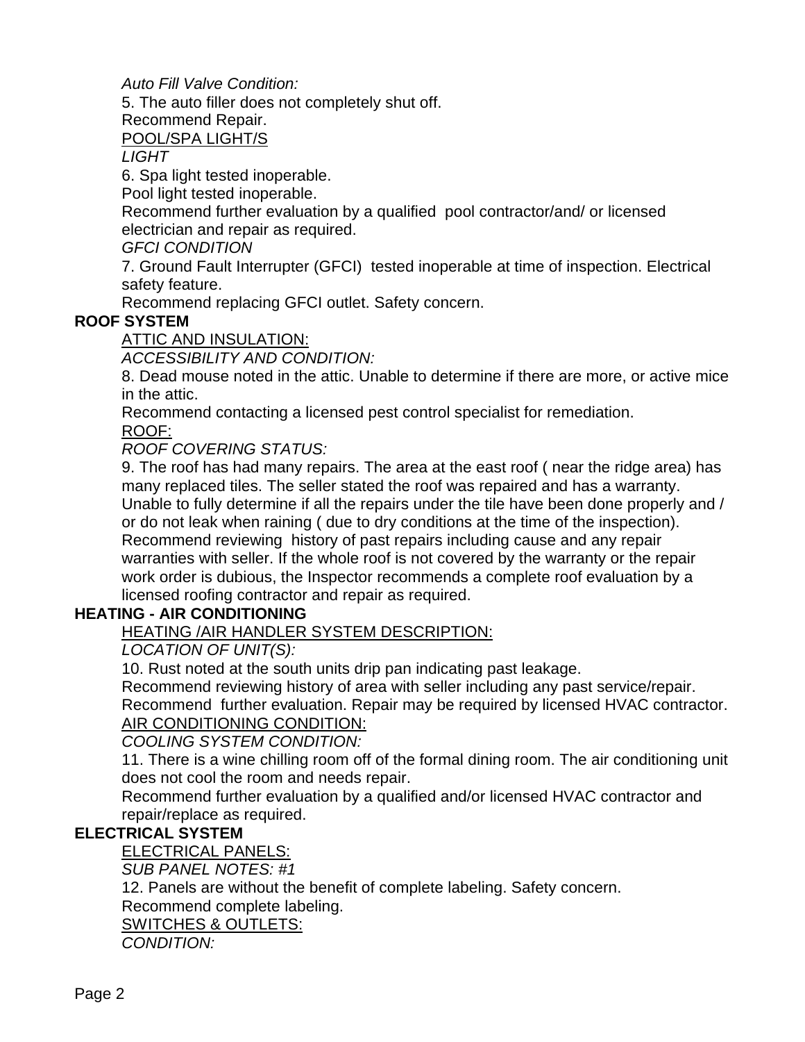*Auto Fill Valve Condition:*

5. The auto filler does not completely shut off.
Recommend Repair.

POOL/SPA LIGHT/S

*LIGHT*

6. Spa light tested inoperable.
Pool light tested inoperable.
Recommend further evaluation by a qualified pool contractor/and/ or licensed electrician and repair as required.

*GFCI CONDITION*

7. Ground Fault Interrupter (GFCI) tested inoperable at time of inspection. Electrical safety feature.
Recommend replacing GFCI outlet. Safety concern.

**ROOF SYSTEM**

ATTIC AND INSULATION:

*ACCESSIBILITY AND CONDITION:*

8. Dead mouse noted in the attic. Unable to determine if there are more, or active mice in the attic.
Recommend contacting a licensed pest control specialist for remediation.

ROOF:

*ROOF COVERING STATUS:*

9. The roof has had many repairs. The area at the east roof ( near the ridge area) has many replaced tiles. The seller stated the roof was repaired and has a warranty. Unable to fully determine if all the repairs under the tile have been done properly and / or do not leak when raining ( due to dry conditions at the time of the inspection).
Recommend reviewing history of past repairs including cause and any repair warranties with seller. If the whole roof is not covered by the warranty or the repair work order is dubious, the Inspector recommends a complete roof evaluation by a licensed roofing contractor and repair as required.

**HEATING - AIR CONDITIONING**

HEATING /AIR HANDLER SYSTEM DESCRIPTION:

*LOCATION OF UNIT(S):*

10. Rust noted at the south units drip pan indicating past leakage.
Recommend reviewing history of area with seller including any past service/repair.
Recommend further evaluation. Repair may be required by licensed HVAC contractor.

AIR CONDITIONING CONDITION:

*COOLING SYSTEM CONDITION:*

11. There is a wine chilling room off of the formal dining room. The air conditioning unit does not cool the room and needs repair.
Recommend further evaluation by a qualified and/or licensed HVAC contractor and repair/replace as required.

**ELECTRICAL SYSTEM**

ELECTRICAL PANELS:

*SUB PANEL NOTES: #1*

12. Panels are without the benefit of complete labeling. Safety concern.
Recommend complete labeling.

SWITCHES & OUTLETS:

*CONDITION:*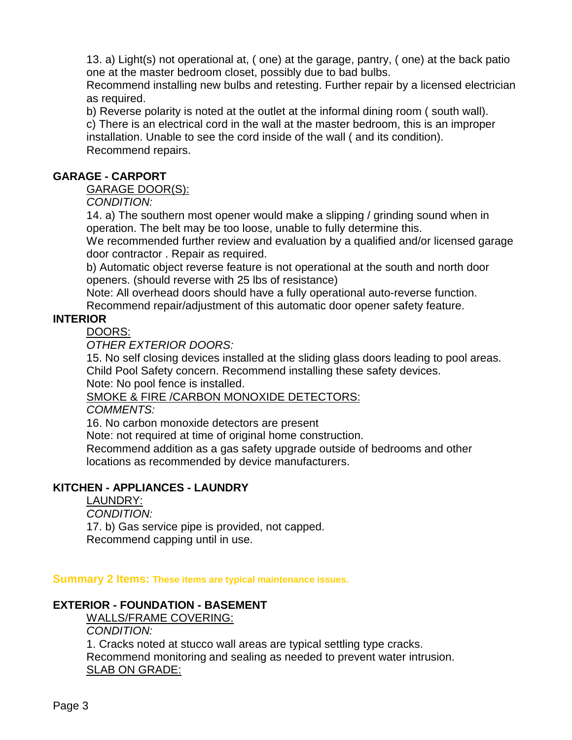13. a) Light(s) not operational at, ( one) at the garage, pantry, ( one) at the back patio one at the master bedroom closet, possibly due to bad bulbs.
Recommend installing new bulbs and retesting. Further repair by a licensed electrician as required.
b) Reverse polarity is noted at the outlet at the informal dining room ( south wall).
c) There is an electrical cord in the wall at the master bedroom, this is an improper installation. Unable to see the cord inside of the wall ( and its condition).
Recommend repairs.

## GARAGE - CARPORT

<u>GARAGE DOOR(S):</u>

*CONDITION:*

14. a) The southern most opener would make a slipping / grinding sound when in operation. The belt may be too loose, unable to fully determine this.
We recommended further review and evaluation by a qualified and/or licensed garage door contractor . Repair as required.
b) Automatic object reverse feature is not operational at the south and north door openers. (should reverse with 25 lbs of resistance)
Note: All overhead doors should have a fully operational auto-reverse function.
Recommend repair/adjustment of this automatic door opener safety feature.

## INTERIOR

<u>DOORS:</u>

*OTHER EXTERIOR DOORS:*

15. No self closing devices installed at the sliding glass doors leading to pool areas. Child Pool Safety concern. Recommend installing these safety devices.
Note: No pool fence is installed.

<u>SMOKE & FIRE /CARBON MONOXIDE DETECTORS:</u>

*COMMENTS:*

16. No carbon monoxide detectors are present
Note: not required at time of original home construction.
Recommend addition as a gas safety upgrade outside of bedrooms and other locations as recommended by device manufacturers.

## KITCHEN - APPLIANCES - LAUNDRY

<u>LAUNDRY:</u>

*CONDITION:*

17. b) Gas service pipe is provided, not capped.
Recommend capping until in use.

## Summary 2 Items: These items are typical maintenance issues.

## EXTERIOR - FOUNDATION - BASEMENT

<u>WALLS/FRAME COVERING:</u>

*CONDITION:*

1. Cracks noted at stucco wall areas are typical settling type cracks.
Recommend monitoring and sealing as needed to prevent water intrusion.

<u>SLAB ON GRADE:</u>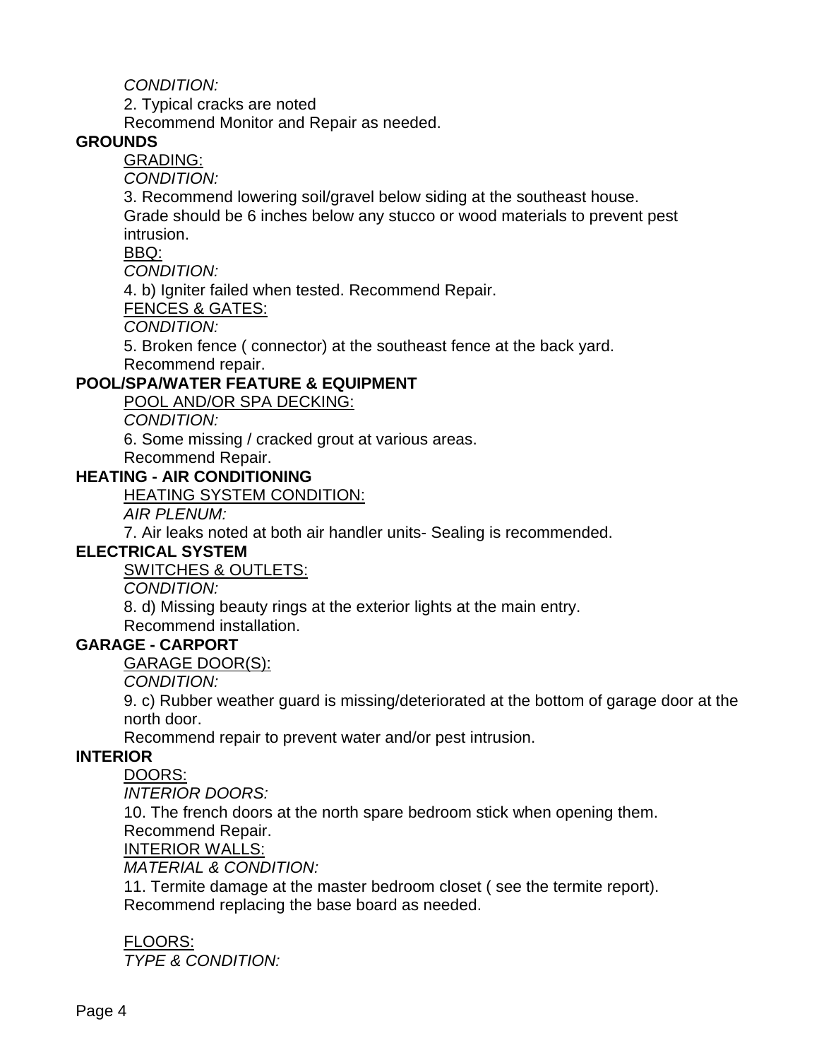*CONDITION:*

2. Typical cracks are noted
Recommend Monitor and Repair as needed.

**GROUNDS**

GRADING:

*CONDITION:*

3. Recommend lowering soil/gravel below siding at the southeast house.
Grade should be 6 inches below any stucco or wood materials to prevent pest intrusion.

BBQ:

*CONDITION:*

4. b) Igniter failed when tested. Recommend Repair.

FENCES & GATES:

*CONDITION:*

5. Broken fence ( connector) at the southeast fence at the back yard.
Recommend repair.

**POOL/SPA/WATER FEATURE & EQUIPMENT**

POOL AND/OR SPA DECKING:

*CONDITION:*

6. Some missing / cracked grout at various areas.
Recommend Repair.

**HEATING - AIR CONDITIONING**

HEATING SYSTEM CONDITION:

*AIR PLENUM:*

7. Air leaks noted at both air handler units- Sealing is recommended.

**ELECTRICAL SYSTEM**

SWITCHES & OUTLETS:

*CONDITION:*

8. d) Missing beauty rings at the exterior lights at the main entry.
Recommend installation.

**GARAGE - CARPORT**

GARAGE DOOR(S):

*CONDITION:*

9. c) Rubber weather guard is missing/deteriorated at the bottom of garage door at the north door.
Recommend repair to prevent water and/or pest intrusion.

**INTERIOR**

DOORS:

*INTERIOR DOORS:*

10. The french doors at the north spare bedroom stick when opening them.
Recommend Repair.

INTERIOR WALLS:

*MATERIAL & CONDITION:*

11. Termite damage at the master bedroom closet ( see the termite report).
Recommend replacing the base board as needed.

FLOORS:

*TYPE & CONDITION:*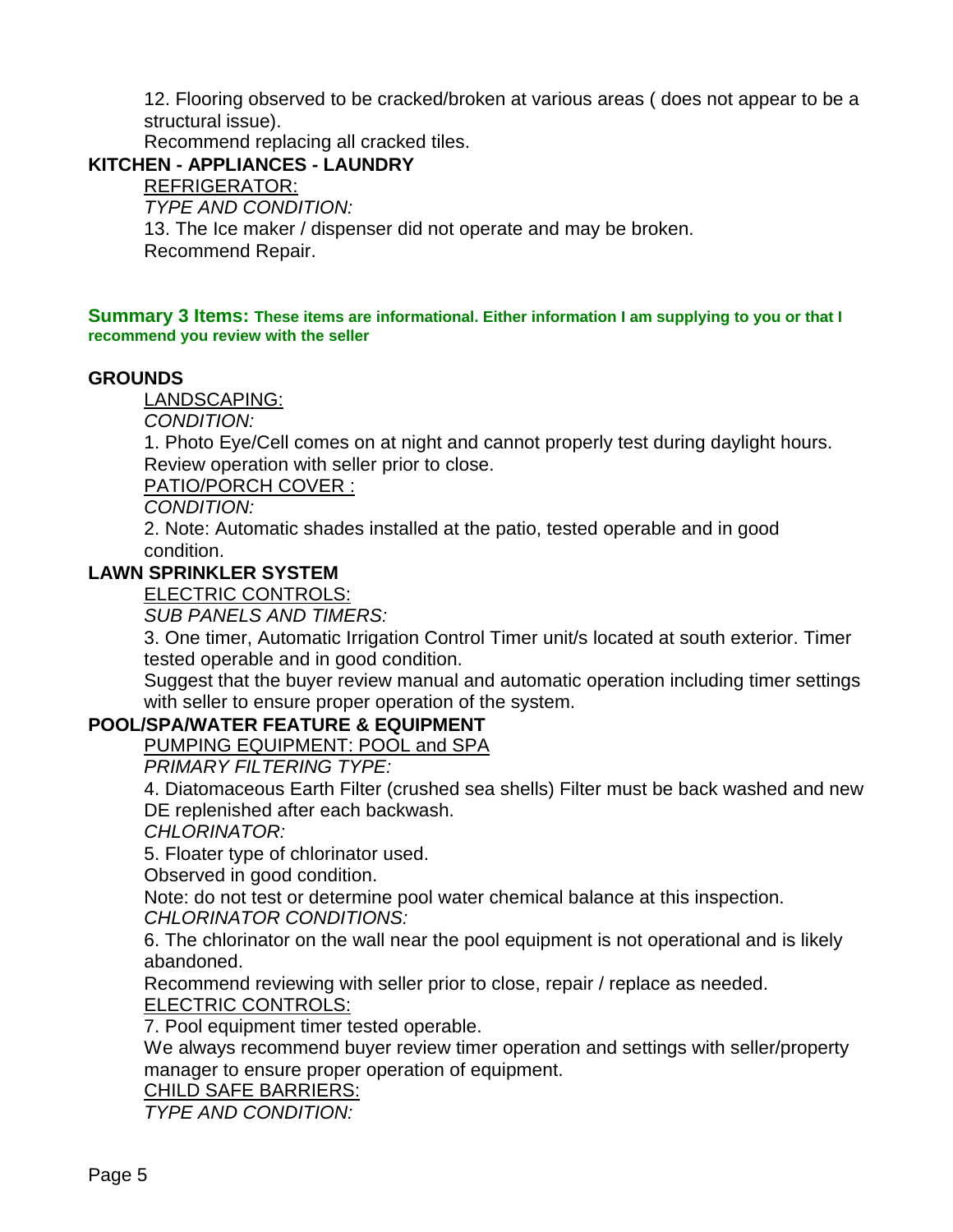12. Flooring observed to be cracked/broken at various areas ( does not appear to be a structural issue).
Recommend replacing all cracked tiles.

**KITCHEN - APPLIANCES - LAUNDRY**

REFRIGERATOR:

*TYPE AND CONDITION:*

13. The Ice maker / dispenser did not operate and may be broken.
Recommend Repair.

**Summary 3 Items: These items are informational. Either information I am supplying to you or that I recommend you review with the seller**

**GROUNDS**

LANDSCAPING:

*CONDITION:*

1. Photo Eye/Cell comes on at night and cannot properly test during daylight hours.
Review operation with seller prior to close.

PATIO/PORCH COVER :

*CONDITION:*

2. Note: Automatic shades installed at the patio, tested operable and in good condition.

**LAWN SPRINKLER SYSTEM**

ELECTRIC CONTROLS:

*SUB PANELS AND TIMERS:*

3. One timer, Automatic Irrigation Control Timer unit/s located at south exterior. Timer tested operable and in good condition.
Suggest that the buyer review manual and automatic operation including timer settings with seller to ensure proper operation of the system.

**POOL/SPA/WATER FEATURE & EQUIPMENT**

PUMPING EQUIPMENT: POOL and SPA

*PRIMARY FILTERING TYPE:*

4. Diatomaceous Earth Filter (crushed sea shells) Filter must be back washed and new DE replenished after each backwash.

*CHLORINATOR:*

5. Floater type of chlorinator used.
Observed in good condition.
Note: do not test or determine pool water chemical balance at this inspection.

*CHLORINATOR CONDITIONS:*

6. The chlorinator on the wall near the pool equipment is not operational and is likely abandoned.
Recommend reviewing with seller prior to close, repair / replace as needed.

ELECTRIC CONTROLS:

7. Pool equipment timer tested operable.
We always recommend buyer review timer operation and settings with seller/property manager to ensure proper operation of equipment.

CHILD SAFE BARRIERS:

*TYPE AND CONDITION:*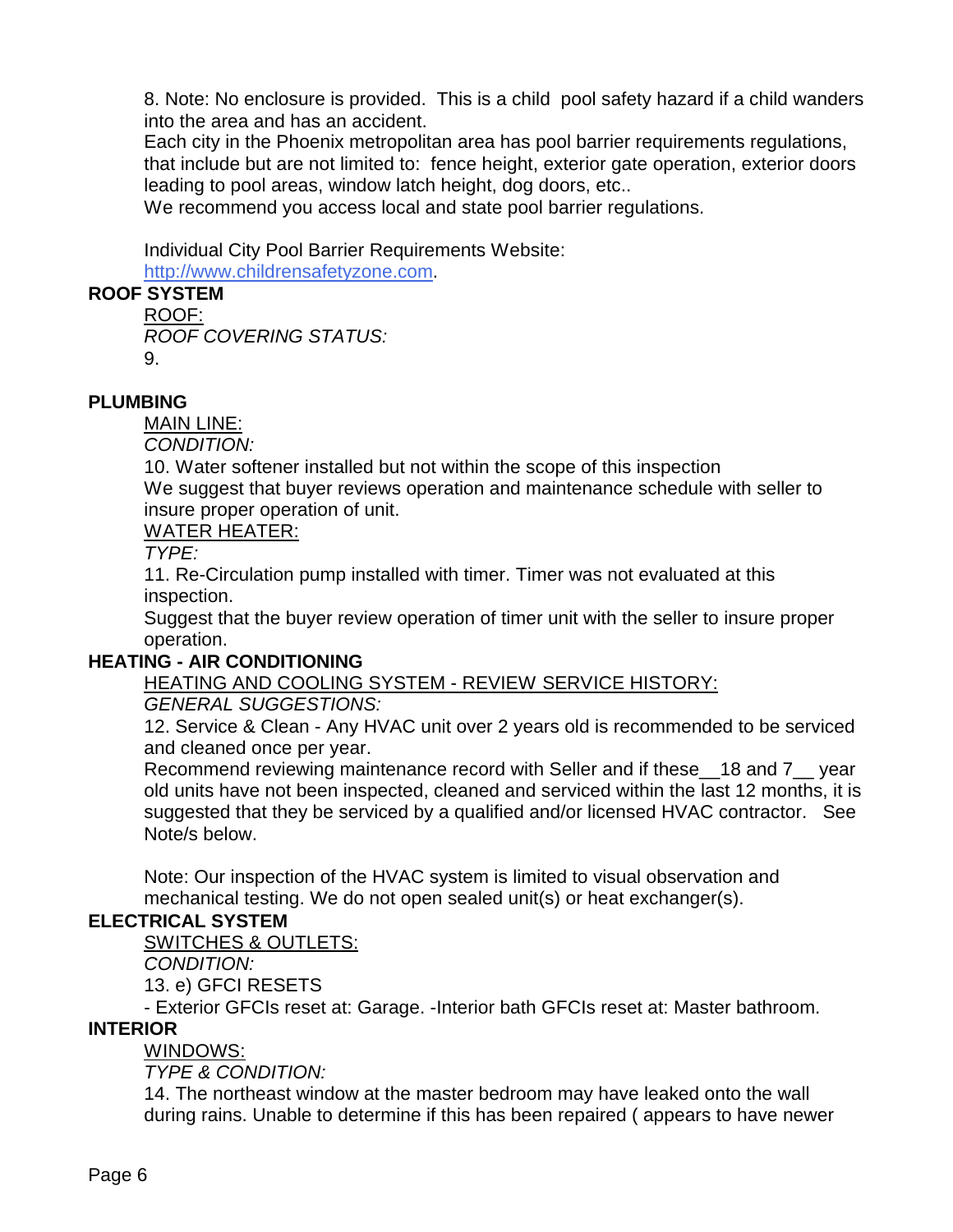8. Note: No enclosure is provided. This is a child pool safety hazard if a child wanders into the area and has an accident.
Each city in the Phoenix metropolitan area has pool barrier requirements regulations, that include but are not limited to: fence height, exterior gate operation, exterior doors leading to pool areas, window latch height, dog doors, etc..
We recommend you access local and state pool barrier regulations.

Individual City Pool Barrier Requirements Website:
http://www.childrensafetyzone.com.

**ROOF SYSTEM**

ROOF:

*ROOF COVERING STATUS:*

9.

**PLUMBING**

MAIN LINE:

*CONDITION:*

10. Water softener installed but not within the scope of this inspection
We suggest that buyer reviews operation and maintenance schedule with seller to insure proper operation of unit.

WATER HEATER:

*TYPE:*

11. Re-Circulation pump installed with timer. Timer was not evaluated at this inspection.
Suggest that the buyer review operation of timer unit with the seller to insure proper operation.

**HEATING - AIR CONDITIONING**

HEATING AND COOLING SYSTEM - REVIEW SERVICE HISTORY:

*GENERAL SUGGESTIONS:*

12. Service & Clean - Any HVAC unit over 2 years old is recommended to be serviced and cleaned once per year.
Recommend reviewing maintenance record with Seller and if these__18 and 7__ year old units have not been inspected, cleaned and serviced within the last 12 months, it is suggested that they be serviced by a qualified and/or licensed HVAC contractor. See Note/s below.

Note: Our inspection of the HVAC system is limited to visual observation and mechanical testing. We do not open sealed unit(s) or heat exchanger(s).

**ELECTRICAL SYSTEM**

SWITCHES & OUTLETS:

*CONDITION:*

13. e) GFCI RESETS
- Exterior GFCIs reset at: Garage. -Interior bath GFCIs reset at: Master bathroom.

**INTERIOR**

WINDOWS:

*TYPE & CONDITION:*

14. The northeast window at the master bedroom may have leaked onto the wall during rains. Unable to determine if this has been repaired ( appears to have newer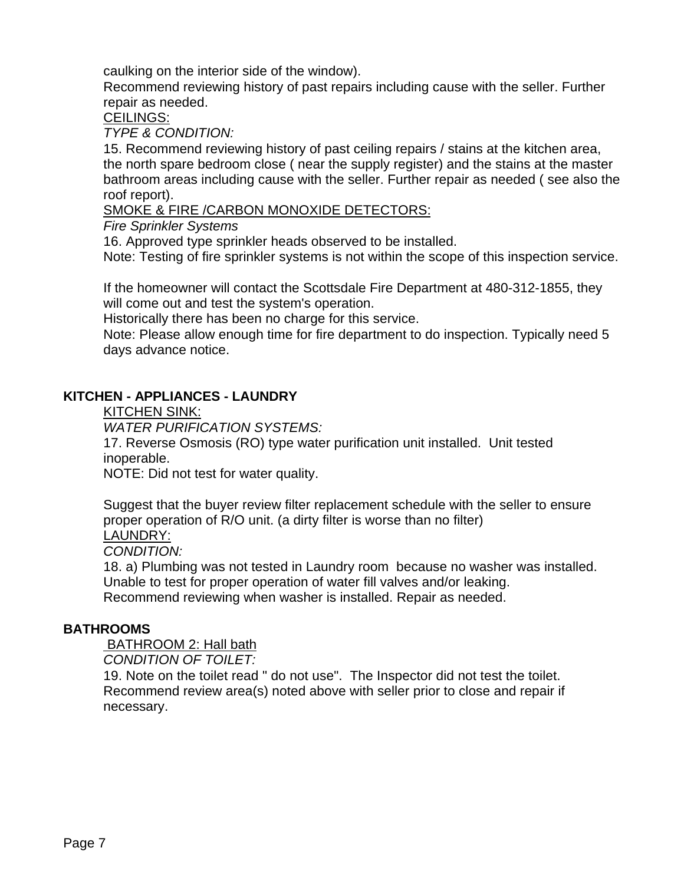caulking on the interior side of the window).

Recommend reviewing history of past repairs including cause with the seller. Further repair as needed.

CEILINGS:

*TYPE & CONDITION:*

15. Recommend reviewing history of past ceiling repairs / stains at the kitchen area, the north spare bedroom close ( near the supply register) and the stains at the master bathroom areas including cause with the seller. Further repair as needed ( see also the roof report).

SMOKE & FIRE /CARBON MONOXIDE DETECTORS:

*Fire Sprinkler Systems*

16. Approved type sprinkler heads observed to be installed.

Note: Testing of fire sprinkler systems is not within the scope of this inspection service.

If the homeowner will contact the Scottsdale Fire Department at 480-312-1855, they will come out and test the system's operation.

Historically there has been no charge for this service.

Note: Please allow enough time for fire department to do inspection. Typically need 5 days advance notice.

## KITCHEN - APPLIANCES - LAUNDRY

KITCHEN SINK:

*WATER PURIFICATION SYSTEMS:*

17. Reverse Osmosis (RO) type water purification unit installed. Unit tested inoperable.

NOTE: Did not test for water quality.

Suggest that the buyer review filter replacement schedule with the seller to ensure proper operation of R/O unit. (a dirty filter is worse than no filter)

LAUNDRY:

*CONDITION:*

18. a) Plumbing was not tested in Laundry room because no washer was installed. Unable to test for proper operation of water fill valves and/or leaking. Recommend reviewing when washer is installed. Repair as needed.

## BATHROOMS

BATHROOM 2: Hall bath

*CONDITION OF TOILET:*

19. Note on the toilet read " do not use". The Inspector did not test the toilet. Recommend review area(s) noted above with seller prior to close and repair if necessary.